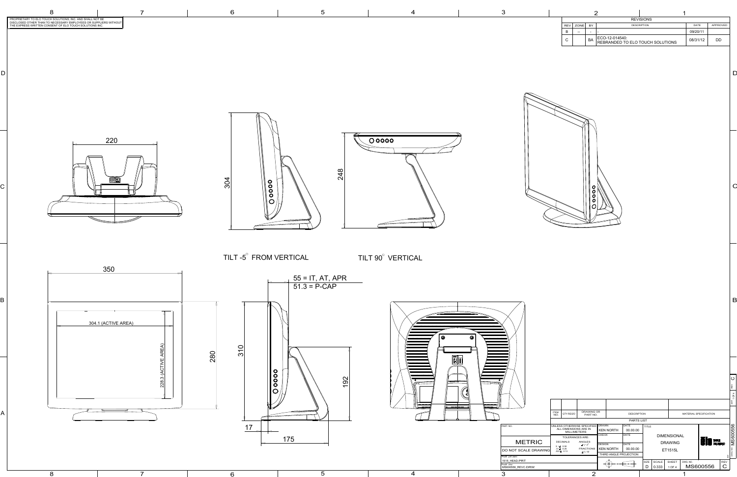PROPRIETARY TO ELO TOUCH SOLUTIONS, INC. AND SHALL NOT BE DISCLOSED OTHER THAN TO NECESSARY EMPLOYEES OR SUPPLIERS WITHOUT THE EXPRESS WRITTEN CONSENT OF ELO TOUCH SOLUTIONS INC.

| REVISIONS | | | | | |
|---|---|---|---|---|---|
| REV | ZONE | BY | DESCRIPTION | DATE | APPROVED |
| B | -- | - | - | 09/20/11 | |
| C | | BA | ECO-12-014540: REBRANDED TO ELO TOUCH SOLUTIONS | 08/31/12 | DD |

220

304

248

TILT -5° FROM VERTICAL

TILT 90° VERTICAL

350

304.1 (ACTIVE AREA)

228.3 (ACTIVE AREA)

280

310

55 = IT, AT, APR
51.3 = P-CAP

192

17

175

| ITEM NO. | QTY REQ'D | DRAWING OR PART NO. | DESCRIPTION | MATERIAL SPECIFICATION |
|---|---|---|---|---|

PARTS LIST

PART NO.

UNLESS OTHERWISE SPECIFIED ALL DIMENSIONS ARE IN MILLIMETERS

TOLERANCES ARE:
DECIMALS: X ± 0.50, .X ± 0.25, .XX ± 0.13
ANGLES: ± 2°
FRACTIONS: ± 1/32

METRIC

DO NOT SCALE DRAWING

Pro/E part name: 1515_HEAD.PRT

Pro/E draw: MS600556_REVC.DRW

| | | |
|---|---|---|
| DRAWN | KEN NORTH | DATE 00.00.00 |
| CHECK | | DATE |
| DESIGN | KEN NORTH | DATE 00.00.00 |

THIRD ANGLE PROJECTION

TITLE: DIMENSIONAL DRAWING ET1515L

| SIZE | SCALE | SHEET | DWG. NO. | REV |
|---|---|---|---|---|
| D | 0.333 | 1 OF 4 | MS600556 | C |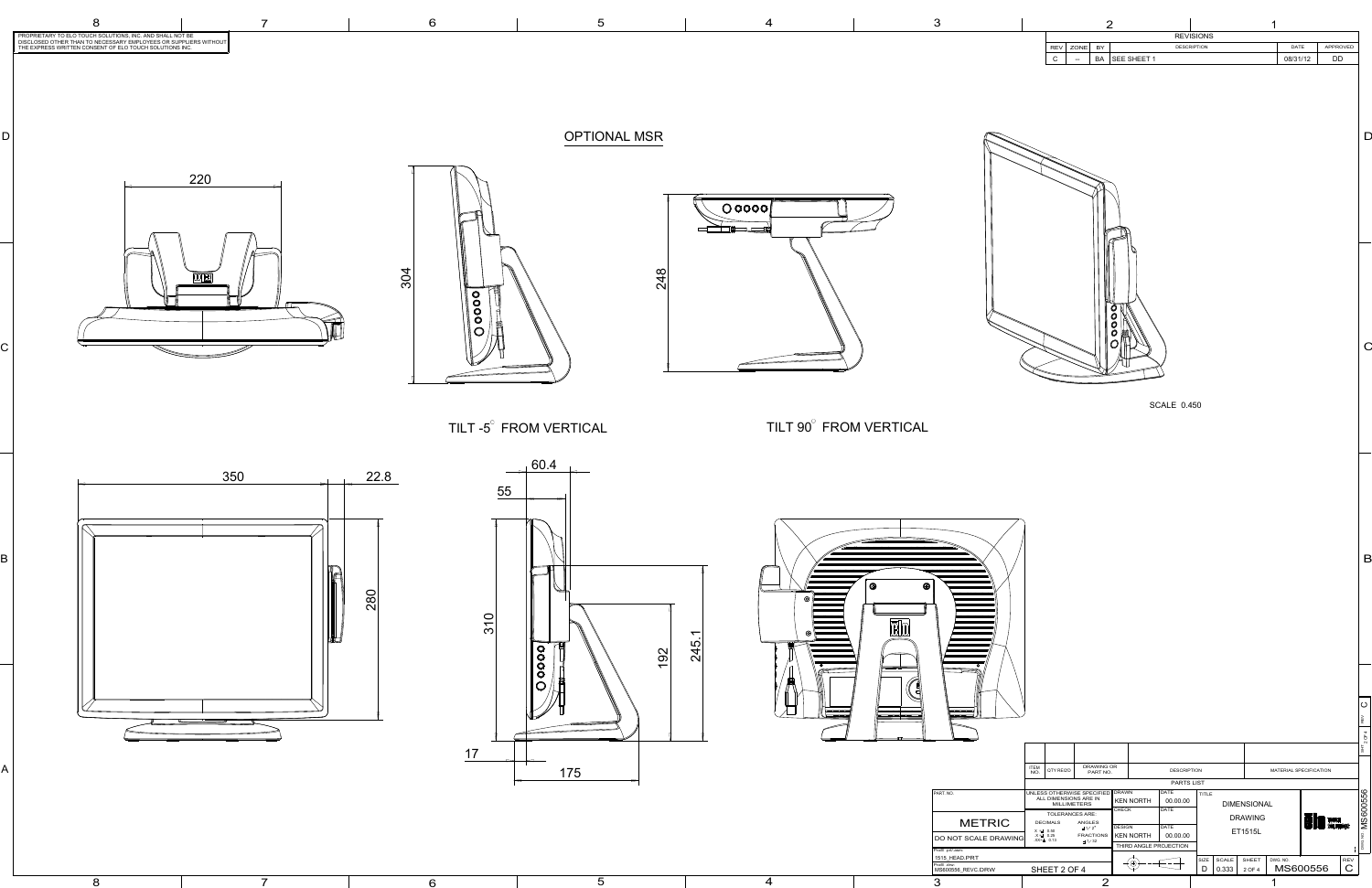PROPRIETARY TO ELO TOUCH SOLUTIONS, INC. AND SHALL NOT BE DISCLOSED OTHER THAN TO NECESSARY EMPLOYEES OR SUPPLIERS WITHOUT THE EXPRESS WRITTEN CONSENT OF ELO TOUCH SOLUTIONS INC.

| REVISIONS | | | | | |
|---|---|---|---|---|---|
| REV | ZONE | BY | DESCRIPTION | DATE | APPROVED |
| C | -- | BA | SEE SHEET 1 | 08/31/12 | DD |

OPTIONAL MSR

220

304

248

TILT -5° FROM VERTICAL

TILT 90° FROM VERTICAL

SCALE 0.450

350

22.8

280

60.4

55

310

192

245.1

17

175

| ITEM NO. | QTY REQ'D | DRAWING OR PART NO. | DESCRIPTION | MATERIAL SPECIFICATION |
|---|---|---|---|---|
| PARTS LIST | | | | |

| | | | |
|---|---|---|---|
| PART NO. | UNLESS OTHERWISE SPECIFIED ALL DIMENSIONS ARE IN MILLIMETERS | DRAWN: KEN NORTH, DATE: 00.00.00 | TITLE: DIMENSIONAL DRAWING ET1515L |
| METRIC | TOLERANCES ARE: DECIMALS X. ±0.50, X.X ±0.25, .XX ±0.13; ANGLES ±1/2°; FRACTIONS ±1/32 | CHECK, DATE | |
| DO NOT SCALE DRAWING | | DESIGN: KEN NORTH, DATE: 00.00.00 | |
| ProE par.asm: 1515_HEAD.PRT | | THIRD ANGLE PROJECTION | SIZE: D, SCALE: 0.333, SHEET: 2 OF 4, DWG. NO.: MS600556, REV: C |
| ProE drw: MS600556_REVC.DRW | SHEET 2 OF 4 | | |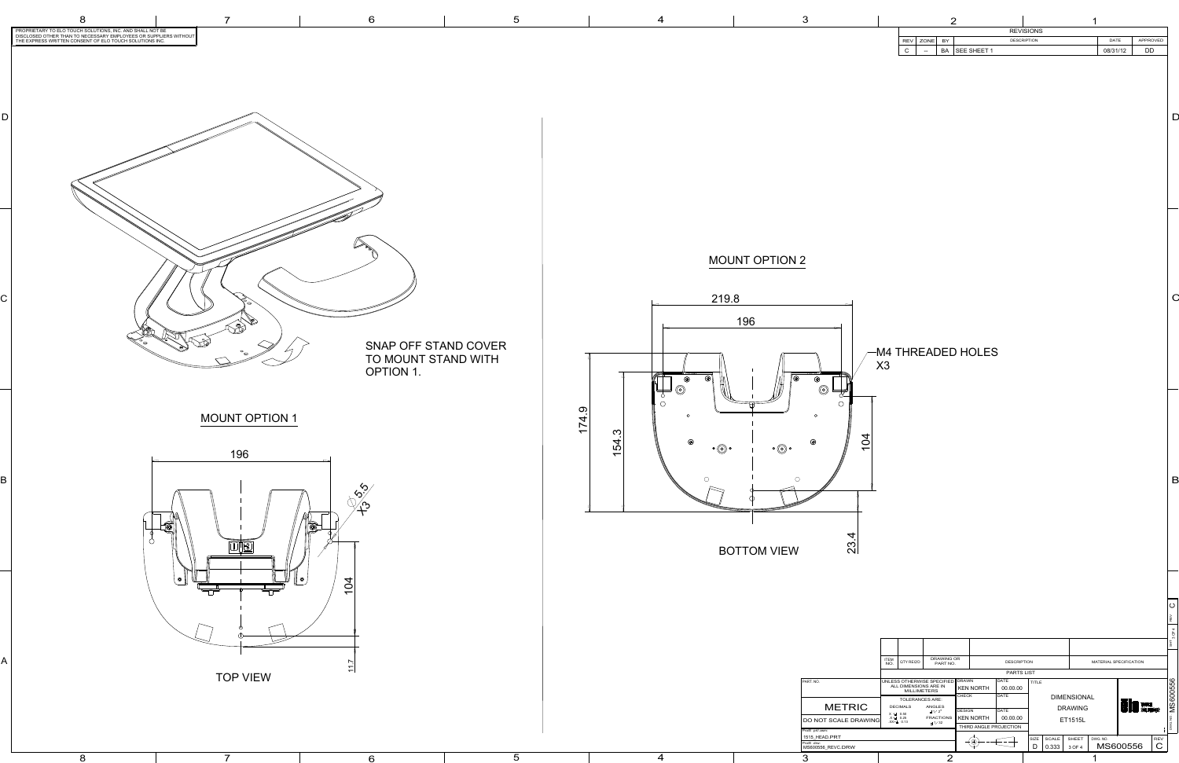PROPRIETARY TO ELO TOUCH SOLUTIONS, INC. AND SHALL NOT BE DISCLOSED OTHER THAN TO NECESSARY EMPLOYEES OR SUPPLIERS WITHOUT THE EXPRESS WRITTEN CONSENT OF ELO TOUCH SOLUTIONS INC.

| REVISIONS | | | | | |
|---|---|---|---|---|---|
| REV | ZONE | BY | DESCRIPTION | DATE | APPROVED |
| C | -- | BA | SEE SHEET 1 | 08/31/12 | DD |

SNAP OFF STAND COVER TO MOUNT STAND WITH OPTION 1.

## MOUNT OPTION 1

196

∅5.5 X3

104

11.7

TOP VIEW

## MOUNT OPTION 2

219.8

196

M4 THREADED HOLES X3

174.9

154.3

104

23.4

BOTTOM VIEW

| ITEM NO. | QTY REQ'D | DRAWING OR PART NO. | DESCRIPTION | MATERIAL SPECIFICATION |
|---|---|---|---|---|

PARTS LIST

| PART NO. | UNLESS OTHERWISE SPECIFIED ALL DIMENSIONS ARE IN MILLIMETERS | DRAWN: KEN NORTH | DATE: 00.00.00 | TITLE: DIMENSIONAL DRAWING ET1515L |
|---|---|---|---|---|
| METRIC | TOLERANCES ARE: DECIMALS X ± 0.50, X.X ± 0.25, XX.X ± 0.13; ANGLES ± 2°; FRACTIONS ± 1/32 | CHECK | DATE | |
| DO NOT SCALE DRAWING | | DESIGN: KEN NORTH | DATE: 00.00.00 | |
| ProE prt/asm: 1515_HEAD.PRT | | THIRD ANGLE PROJECTION | | |
| ProE drw: MS600556_REVC.DRW | | | | |

| SIZE | SCALE | SHEET | DWG. NO. | REV |
|---|---|---|---|---|
| D | 0.333 | 3 OF 4 | MS600556 | C |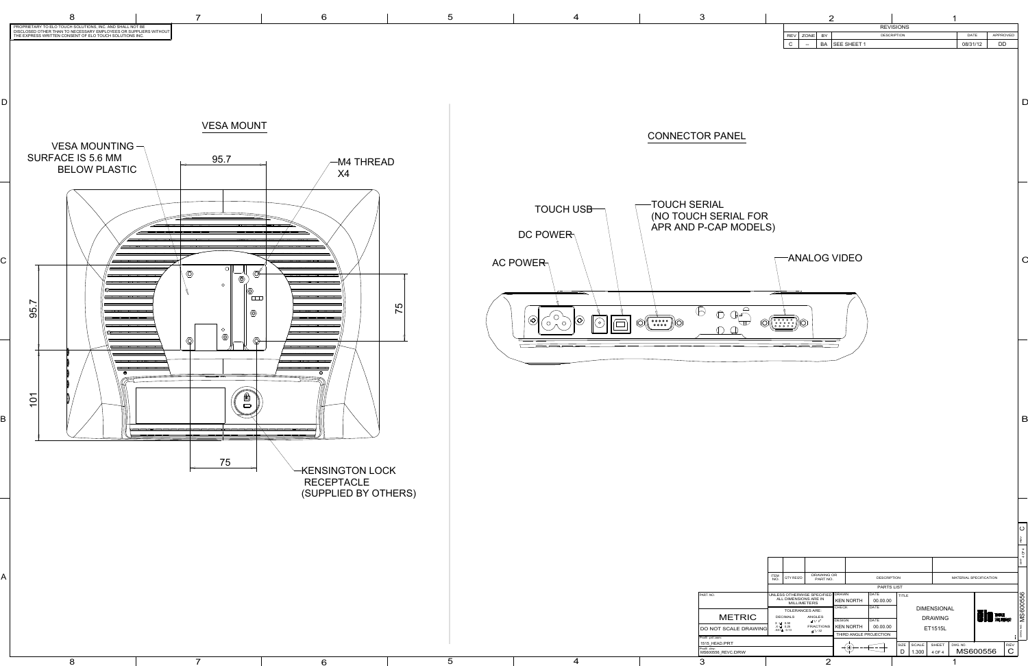PROPRIETARY TO ELO TOUCH SOLUTIONS, INC. AND SHALL NOT BE DISCLOSED OTHER THAN TO NECESSARY EMPLOYEES OR SUPPLIERS WITHOUT THE EXPRESS WRITTEN CONSENT OF ELO TOUCH SOLUTIONS INC.

| REVISIONS | | | | | |
|---|---|---|---|---|---|
| REV | ZONE | BY | DESCRIPTION | DATE | APPROVED |
| C | -- | BA | SEE SHEET 1 | 08/31/12 | DD |

## VESA MOUNT

VESA MOUNTING SURFACE IS 5.6 MM BELOW PLASTIC

M4 THREAD X4

95.7

95.7

75

101

75

KENSINGTON LOCK RECEPTACLE (SUPPLIED BY OTHERS)

## CONNECTOR PANEL

TOUCH USB

TOUCH SERIAL (NO TOUCH SERIAL FOR APR AND P-CAP MODELS)

DC POWER

AC POWER

ANALOG VIDEO

| ITEM NO. | QTY REQ'D | DRAWING OR PART NO. | DESCRIPTION | MATERIAL SPECIFICATION |
|---|---|---|---|---|

PARTS LIST

PART NO.

METRIC

DO NOT SCALE DRAWING

UNLESS OTHERWISE SPECIFIED ALL DIMENSIONS ARE IN MILLIMETERS

TOLERANCES ARE:

DECIMALS: X ± 0.50, .X ± 0.25, .XX ± 0.13

ANGLES ± 2°

FRACTIONS ± 1/32

| | | |
|---|---|---|
| DRAWN | KEN NORTH | DATE 00.00.00 |
| CHECK | | DATE |
| DESIGN | KEN NORTH | DATE 00.00.00 |

THIRD ANGLE PROJECTION

TITLE: DIMENSIONAL DRAWING ET1515L

Proe part: 1515_HEAD.PRT

Proe drw: MS600556_REVC.DRW

| SIZE | SCALE | SHEET | DWG. NO. | REV |
|---|---|---|---|---|
| D | 1.300 | 4 OF 4 | MS600556 | C |